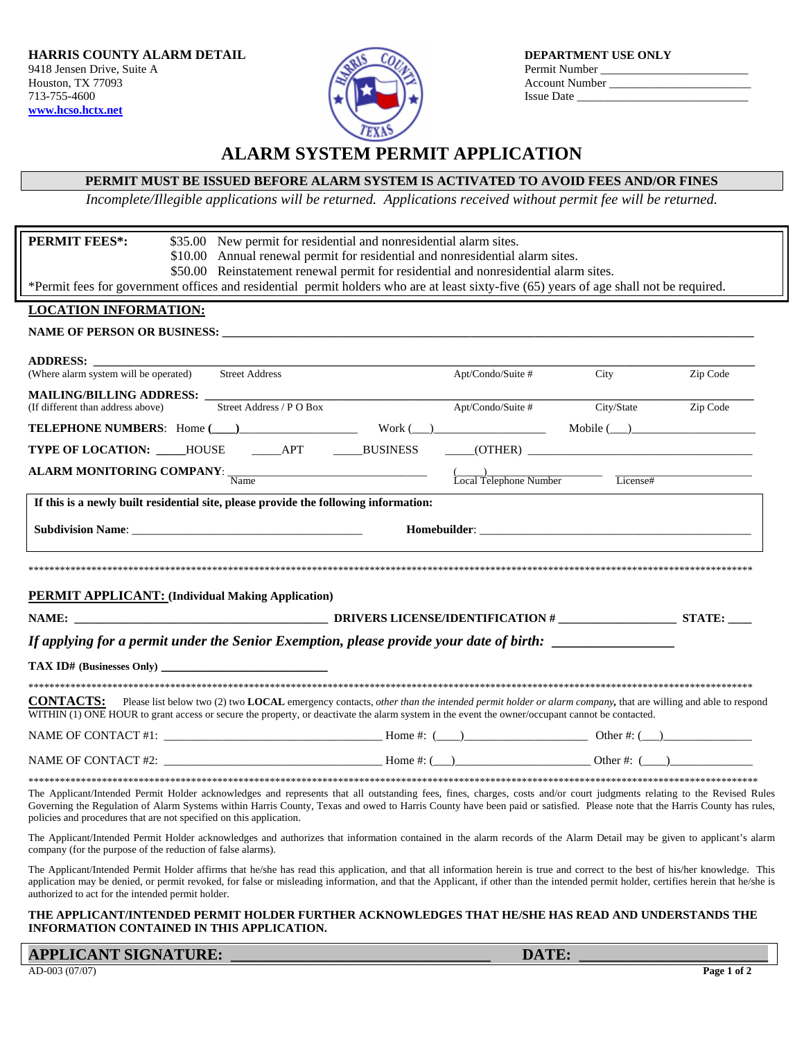**HARRIS COUNTY ALARM DETAIL**
9418 Jensen Drive, Suite A
Houston, TX 77093
713-755-4600
www.hcso.hctx.net

**DEPARTMENT USE ONLY**
Permit Number ________________________
Account Number ________________________
Issue Date ____________________________

# ALARM SYSTEM PERMIT APPLICATION

**PERMIT MUST BE ISSUED BEFORE ALARM SYSTEM IS ACTIVATED TO AVOID FEES AND/OR FINES**

*Incomplete/Illegible applications will be returned. Applications received without permit fee will be returned.*

**PERMIT FEES*:**
$35.00 New permit for residential and nonresidential alarm sites.
$10.00 Annual renewal permit for residential and nonresidential alarm sites.
$50.00 Reinstatement renewal permit for residential and nonresidential alarm sites.
*Permit fees for government offices and residential permit holders who are at least sixty-five (65) years of age shall not be required.

## LOCATION INFORMATION:

**NAME OF PERSON OR BUSINESS:** ____________________________________________

**ADDRESS:** ____________________________________________
(Where alarm system will be operated) Street Address | Apt/Condo/Suite # | City | Zip Code

**MAILING/BILLING ADDRESS:** ____________________________________________
(If different than address above) Street Address / P O Box | Apt/Condo/Suite # | City/State | Zip Code

**TELEPHONE NUMBERS**: Home (___)________________ Work (___)________________ Mobile (___)________________

**TYPE OF LOCATION:** ____HOUSE ____APT ____BUSINESS ____(OTHER) ________________

**ALARM MONITORING COMPANY**: ________________ (____)________________ ________________
Name | Local Telephone Number | License#

**If this is a newly built residential site, please provide the following information:**

**Subdivision Name**: ________________________ **Homebuilder**: ________________________

************************************************************************************************

## PERMIT APPLICANT: (Individual Making Application)

**NAME:** ________________________ **DRIVERS LICENSE/IDENTIFICATION #** ________________ **STATE:** ____

***If applying for a permit under the Senior Exemption, please provide your date of birth:*** ________________

**TAX ID# (Businesses Only)** ________________________

************************************************************************************************

**CONTACTS:** Please list below two (2) two **LOCAL** emergency contacts, *other than the intended permit holder or alarm company,* that are willing and able to respond WITHIN (1) ONE HOUR to grant access or secure the property, or deactivate the alarm system in the event the owner/occupant cannot be contacted.

NAME OF CONTACT #1: ________________________ Home #: (___)________________ Other #: (___)________________

NAME OF CONTACT #2: ________________________ Home #: (___)________________ Other #: (___)________________

************************************************************************************************

The Applicant/Intended Permit Holder acknowledges and represents that all outstanding fees, fines, charges, costs and/or court judgments relating to the Revised Rules Governing the Regulation of Alarm Systems within Harris County, Texas and owed to Harris County have been paid or satisfied. Please note that the Harris County has rules, policies and procedures that are not specified on this application.

The Applicant/Intended Permit Holder acknowledges and authorizes that information contained in the alarm records of the Alarm Detail may be given to applicant's alarm company (for the purpose of the reduction of false alarms).

The Applicant/Intended Permit Holder affirms that he/she has read this application, and that all information herein is true and correct to the best of his/her knowledge. This application may be denied, or permit revoked, for false or misleading information, and that the Applicant, if other than the intended permit holder, certifies herein that he/she is authorized to act for the intended permit holder.

**THE APPLICANT/INTENDED PERMIT HOLDER FURTHER ACKNOWLEDGES THAT HE/SHE HAS READ AND UNDERSTANDS THE INFORMATION CONTAINED IN THIS APPLICATION.**

**APPLICANT SIGNATURE:** ________________________ **DATE:** ________________

AD-003 (07/07)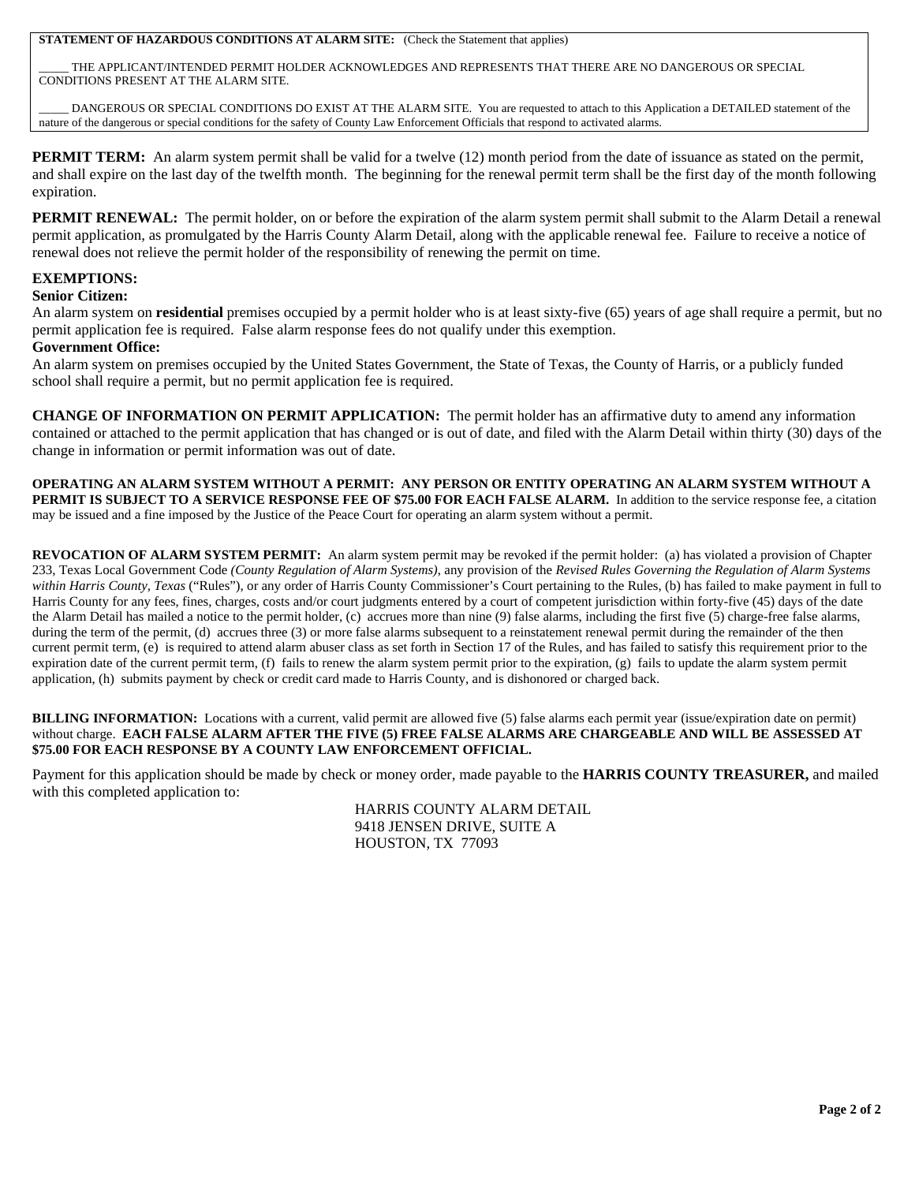**STATEMENT OF HAZARDOUS CONDITIONS AT ALARM SITE:** (Check the Statement that applies)

_____ THE APPLICANT/INTENDED PERMIT HOLDER ACKNOWLEDGES AND REPRESENTS THAT THERE ARE NO DANGEROUS OR SPECIAL CONDITIONS PRESENT AT THE ALARM SITE.

_____ DANGEROUS OR SPECIAL CONDITIONS DO EXIST AT THE ALARM SITE. You are requested to attach to this Application a DETAILED statement of the nature of the dangerous or special conditions for the safety of County Law Enforcement Officials that respond to activated alarms.

**PERMIT TERM:** An alarm system permit shall be valid for a twelve (12) month period from the date of issuance as stated on the permit, and shall expire on the last day of the twelfth month. The beginning for the renewal permit term shall be the first day of the month following expiration.

**PERMIT RENEWAL:** The permit holder, on or before the expiration of the alarm system permit shall submit to the Alarm Detail a renewal permit application, as promulgated by the Harris County Alarm Detail, along with the applicable renewal fee. Failure to receive a notice of renewal does not relieve the permit holder of the responsibility of renewing the permit on time.

**EXEMPTIONS:**

**Senior Citizen:**

An alarm system on **residential** premises occupied by a permit holder who is at least sixty-five (65) years of age shall require a permit, but no permit application fee is required. False alarm response fees do not qualify under this exemption.

**Government Office:**

An alarm system on premises occupied by the United States Government, the State of Texas, the County of Harris, or a publicly funded school shall require a permit, but no permit application fee is required.

**CHANGE OF INFORMATION ON PERMIT APPLICATION:** The permit holder has an affirmative duty to amend any information contained or attached to the permit application that has changed or is out of date, and filed with the Alarm Detail within thirty (30) days of the change in information or permit information was out of date.

**OPERATING AN ALARM SYSTEM WITHOUT A PERMIT: ANY PERSON OR ENTITY OPERATING AN ALARM SYSTEM WITHOUT A PERMIT IS SUBJECT TO A SERVICE RESPONSE FEE OF $75.00 FOR EACH FALSE ALARM.** In addition to the service response fee, a citation may be issued and a fine imposed by the Justice of the Peace Court for operating an alarm system without a permit.

**REVOCATION OF ALARM SYSTEM PERMIT:** An alarm system permit may be revoked if the permit holder: (a) has violated a provision of Chapter 233, Texas Local Government Code *(County Regulation of Alarm Systems)*, any provision of the *Revised Rules Governing the Regulation of Alarm Systems within Harris County, Texas* ("Rules"), or any order of Harris County Commissioner's Court pertaining to the Rules, (b) has failed to make payment in full to Harris County for any fees, fines, charges, costs and/or court judgments entered by a court of competent jurisdiction within forty-five (45) days of the date the Alarm Detail has mailed a notice to the permit holder, (c) accrues more than nine (9) false alarms, including the first five (5) charge-free false alarms, during the term of the permit, (d) accrues three (3) or more false alarms subsequent to a reinstatement renewal permit during the remainder of the then current permit term, (e) is required to attend alarm abuser class as set forth in Section 17 of the Rules, and has failed to satisfy this requirement prior to the expiration date of the current permit term, (f) fails to renew the alarm system permit prior to the expiration, (g) fails to update the alarm system permit application, (h) submits payment by check or credit card made to Harris County, and is dishonored or charged back.

**BILLING INFORMATION:** Locations with a current, valid permit are allowed five (5) false alarms each permit year (issue/expiration date on permit) without charge. **EACH FALSE ALARM AFTER THE FIVE (5) FREE FALSE ALARMS ARE CHARGEABLE AND WILL BE ASSESSED AT $75.00 FOR EACH RESPONSE BY A COUNTY LAW ENFORCEMENT OFFICIAL.**

Payment for this application should be made by check or money order, made payable to the **HARRIS COUNTY TREASURER,** and mailed with this completed application to:

HARRIS COUNTY ALARM DETAIL
9418 JENSEN DRIVE, SUITE A
HOUSTON, TX 77093